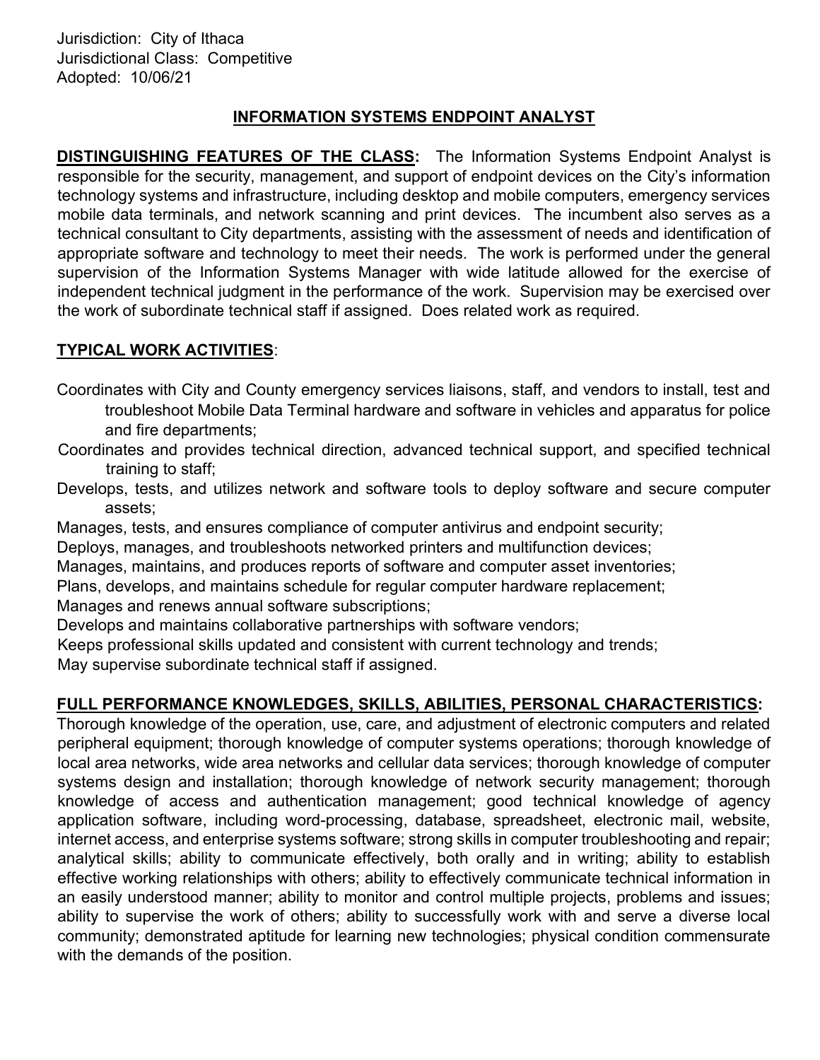Jurisdiction: City of Ithaca
Jurisdictional Class: Competitive
Adopted: 10/06/21

# INFORMATION SYSTEMS ENDPOINT ANALYST

**DISTINGUISHING FEATURES OF THE CLASS:** The Information Systems Endpoint Analyst is responsible for the security, management, and support of endpoint devices on the City's information technology systems and infrastructure, including desktop and mobile computers, emergency services mobile data terminals, and network scanning and print devices. The incumbent also serves as a technical consultant to City departments, assisting with the assessment of needs and identification of appropriate software and technology to meet their needs. The work is performed under the general supervision of the Information Systems Manager with wide latitude allowed for the exercise of independent technical judgment in the performance of the work. Supervision may be exercised over the work of subordinate technical staff if assigned. Does related work as required.

**TYPICAL WORK ACTIVITIES:**

Coordinates with City and County emergency services liaisons, staff, and vendors to install, test and troubleshoot Mobile Data Terminal hardware and software in vehicles and apparatus for police and fire departments;
Coordinates and provides technical direction, advanced technical support, and specified technical training to staff;
Develops, tests, and utilizes network and software tools to deploy software and secure computer assets;
Manages, tests, and ensures compliance of computer antivirus and endpoint security;
Deploys, manages, and troubleshoots networked printers and multifunction devices;
Manages, maintains, and produces reports of software and computer asset inventories;
Plans, develops, and maintains schedule for regular computer hardware replacement;
Manages and renews annual software subscriptions;
Develops and maintains collaborative partnerships with software vendors;
Keeps professional skills updated and consistent with current technology and trends;
May supervise subordinate technical staff if assigned.

**FULL PERFORMANCE KNOWLEDGES, SKILLS, ABILITIES, PERSONAL CHARACTERISTICS:**
Thorough knowledge of the operation, use, care, and adjustment of electronic computers and related peripheral equipment; thorough knowledge of computer systems operations; thorough knowledge of local area networks, wide area networks and cellular data services; thorough knowledge of computer systems design and installation; thorough knowledge of network security management; thorough knowledge of access and authentication management; good technical knowledge of agency application software, including word-processing, database, spreadsheet, electronic mail, website, internet access, and enterprise systems software; strong skills in computer troubleshooting and repair; analytical skills; ability to communicate effectively, both orally and in writing; ability to establish effective working relationships with others; ability to effectively communicate technical information in an easily understood manner; ability to monitor and control multiple projects, problems and issues; ability to supervise the work of others; ability to successfully work with and serve a diverse local community; demonstrated aptitude for learning new technologies; physical condition commensurate with the demands of the position.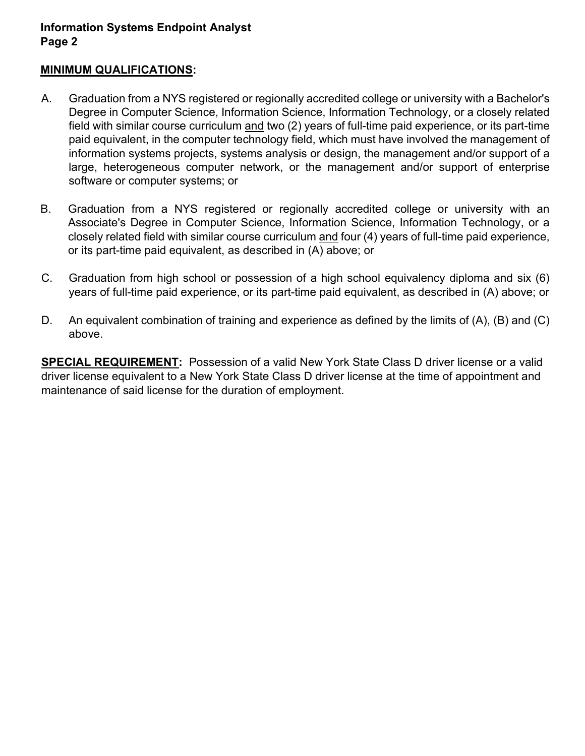**MINIMUM QUALIFICATIONS:**

A. Graduation from a NYS registered or regionally accredited college or university with a Bachelor's Degree in Computer Science, Information Science, Information Technology, or a closely related field with similar course curriculum and two (2) years of full-time paid experience, or its part-time paid equivalent, in the computer technology field, which must have involved the management of information systems projects, systems analysis or design, the management and/or support of a large, heterogeneous computer network, or the management and/or support of enterprise software or computer systems; or

B. Graduation from a NYS registered or regionally accredited college or university with an Associate's Degree in Computer Science, Information Science, Information Technology, or a closely related field with similar course curriculum and four (4) years of full-time paid experience, or its part-time paid equivalent, as described in (A) above; or

C. Graduation from high school or possession of a high school equivalency diploma and six (6) years of full-time paid experience, or its part-time paid equivalent, as described in (A) above; or

D. An equivalent combination of training and experience as defined by the limits of (A), (B) and (C) above.

**SPECIAL REQUIREMENT:** Possession of a valid New York State Class D driver license or a valid driver license equivalent to a New York State Class D driver license at the time of appointment and maintenance of said license for the duration of employment.